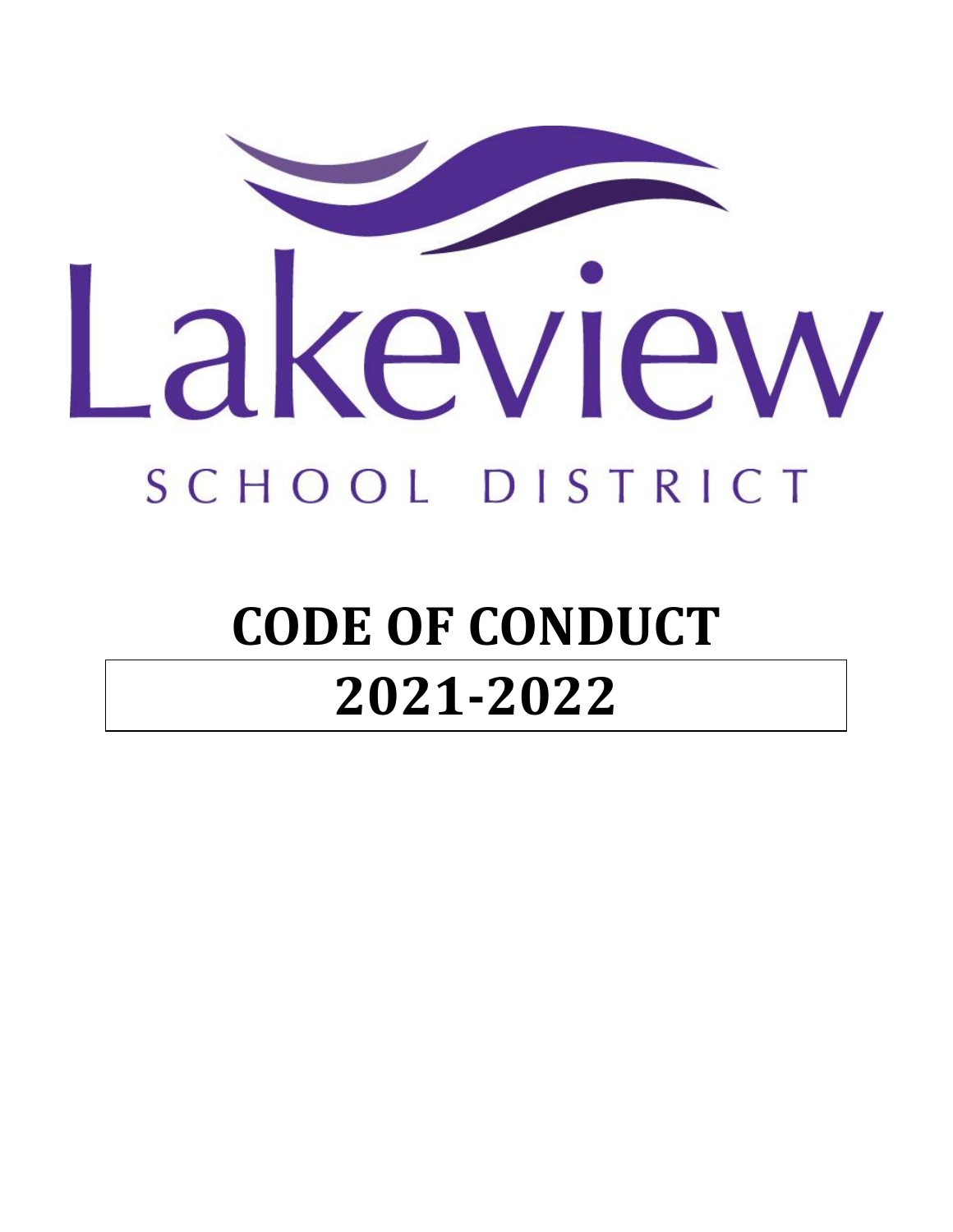Lakeview

SCHOOL DISTRICT

# CODE OF CONDUCT

# 2021-2022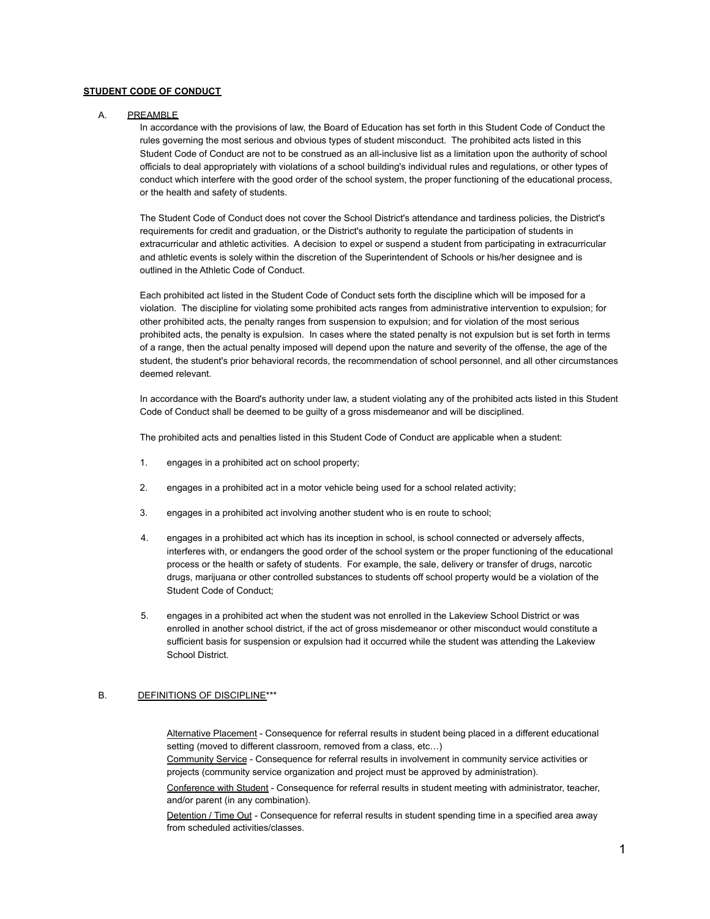**STUDENT CODE OF CONDUCT**

A. PREAMBLE

In accordance with the provisions of law, the Board of Education has set forth in this Student Code of Conduct the rules governing the most serious and obvious types of student misconduct. The prohibited acts listed in this Student Code of Conduct are not to be construed as an all-inclusive list as a limitation upon the authority of school officials to deal appropriately with violations of a school building's individual rules and regulations, or other types of conduct which interfere with the good order of the school system, the proper functioning of the educational process, or the health and safety of students.

The Student Code of Conduct does not cover the School District's attendance and tardiness policies, the District's requirements for credit and graduation, or the District's authority to regulate the participation of students in extracurricular and athletic activities. A decision to expel or suspend a student from participating in extracurricular and athletic events is solely within the discretion of the Superintendent of Schools or his/her designee and is outlined in the Athletic Code of Conduct.

Each prohibited act listed in the Student Code of Conduct sets forth the discipline which will be imposed for a violation. The discipline for violating some prohibited acts ranges from administrative intervention to expulsion; for other prohibited acts, the penalty ranges from suspension to expulsion; and for violation of the most serious prohibited acts, the penalty is expulsion. In cases where the stated penalty is not expulsion but is set forth in terms of a range, then the actual penalty imposed will depend upon the nature and severity of the offense, the age of the student, the student's prior behavioral records, the recommendation of school personnel, and all other circumstances deemed relevant.

In accordance with the Board's authority under law, a student violating any of the prohibited acts listed in this Student Code of Conduct shall be deemed to be guilty of a gross misdemeanor and will be disciplined.

The prohibited acts and penalties listed in this Student Code of Conduct are applicable when a student:

1. engages in a prohibited act on school property;
2. engages in a prohibited act in a motor vehicle being used for a school related activity;
3. engages in a prohibited act involving another student who is en route to school;
4. engages in a prohibited act which has its inception in school, is school connected or adversely affects, interferes with, or endangers the good order of the school system or the proper functioning of the educational process or the health or safety of students. For example, the sale, delivery or transfer of drugs, narcotic drugs, marijuana or other controlled substances to students off school property would be a violation of the Student Code of Conduct;
5. engages in a prohibited act when the student was not enrolled in the Lakeview School District or was enrolled in another school district, if the act of gross misdemeanor or other misconduct would constitute a sufficient basis for suspension or expulsion had it occurred while the student was attending the Lakeview School District.

B. DEFINITIONS OF DISCIPLINE***

Alternative Placement - Consequence for referral results in student being placed in a different educational setting (moved to different classroom, removed from a class, etc…)

Community Service - Consequence for referral results in involvement in community service activities or projects (community service organization and project must be approved by administration).

Conference with Student - Consequence for referral results in student meeting with administrator, teacher, and/or parent (in any combination).

Detention / Time Out - Consequence for referral results in student spending time in a specified area away from scheduled activities/classes.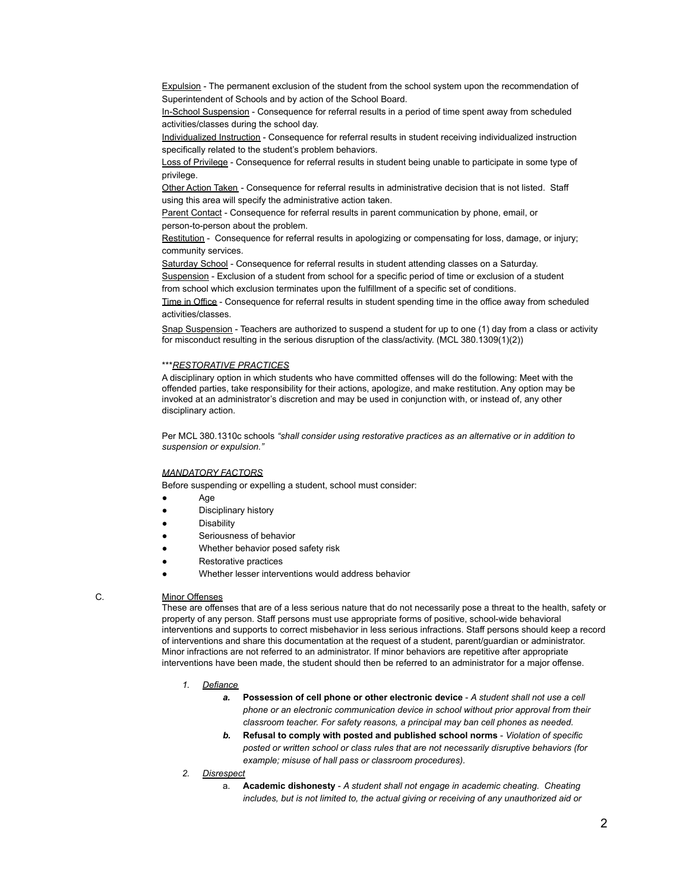<u>Expulsion</u> - The permanent exclusion of the student from the school system upon the recommendation of Superintendent of Schools and by action of the School Board.

<u>In-School Suspension</u> - Consequence for referral results in a period of time spent away from scheduled activities/classes during the school day.

<u>Individualized Instruction</u> - Consequence for referral results in student receiving individualized instruction specifically related to the student's problem behaviors.

<u>Loss of Privilege</u> - Consequence for referral results in student being unable to participate in some type of privilege.

<u>Other Action Taken</u> - Consequence for referral results in administrative decision that is not listed. Staff using this area will specify the administrative action taken.

<u>Parent Contact</u> - Consequence for referral results in parent communication by phone, email, or person-to-person about the problem.

<u>Restitution</u> - Consequence for referral results in apologizing or compensating for loss, damage, or injury; community services.

<u>Saturday School</u> - Consequence for referral results in student attending classes on a Saturday.

<u>Suspension</u> - Exclusion of a student from school for a specific period of time or exclusion of a student from school which exclusion terminates upon the fulfillment of a specific set of conditions.

<u>Time in Office</u> - Consequence for referral results in student spending time in the office away from scheduled activities/classes.

<u>Snap Suspension</u> - Teachers are authorized to suspend a student for up to one (1) day from a class or activity for misconduct resulting in the serious disruption of the class/activity. (MCL 380.1309(1)(2))

***<u>*RESTORATIVE PRACTICES*</u>

A disciplinary option in which students who have committed offenses will do the following: Meet with the offended parties, take responsibility for their actions, apologize, and make restitution. Any option may be invoked at an administrator's discretion and may be used in conjunction with, or instead of, any other disciplinary action.

Per MCL 380.1310c schools *"shall consider using restorative practices as an alternative or in addition to suspension or expulsion."*

<u>*MANDATORY FACTORS*</u>

Before suspending or expelling a student, school must consider:

- Age
- Disciplinary history
- Disability
- Seriousness of behavior
- Whether behavior posed safety risk
- Restorative practices
- Whether lesser interventions would address behavior

C. <u>Minor Offenses</u>

These are offenses that are of a less serious nature that do not necessarily pose a threat to the health, safety or property of any person. Staff persons must use appropriate forms of positive, school-wide behavioral interventions and supports to correct misbehavior in less serious infractions. Staff persons should keep a record of interventions and share this documentation at the request of a student, parent/guardian or administrator. Minor infractions are not referred to an administrator. If minor behaviors are repetitive after appropriate interventions have been made, the student should then be referred to an administrator for a major offense.

1. <u>*Defiance*</u>
   - ***a.*** **Possession of cell phone or other electronic device** - *A student shall not use a cell phone or an electronic communication device in school without prior approval from their classroom teacher. For safety reasons, a principal may ban cell phones as needed.*
   - ***b.*** **Refusal to comply with posted and published school norms** - *Violation of specific posted or written school or class rules that are not necessarily disruptive behaviors (for example; misuse of hall pass or classroom procedures).*
2. <u>*Disrespect*</u>
   - a. **Academic dishonesty** - *A student shall not engage in academic cheating. Cheating includes, but is not limited to, the actual giving or receiving of any unauthorized aid or*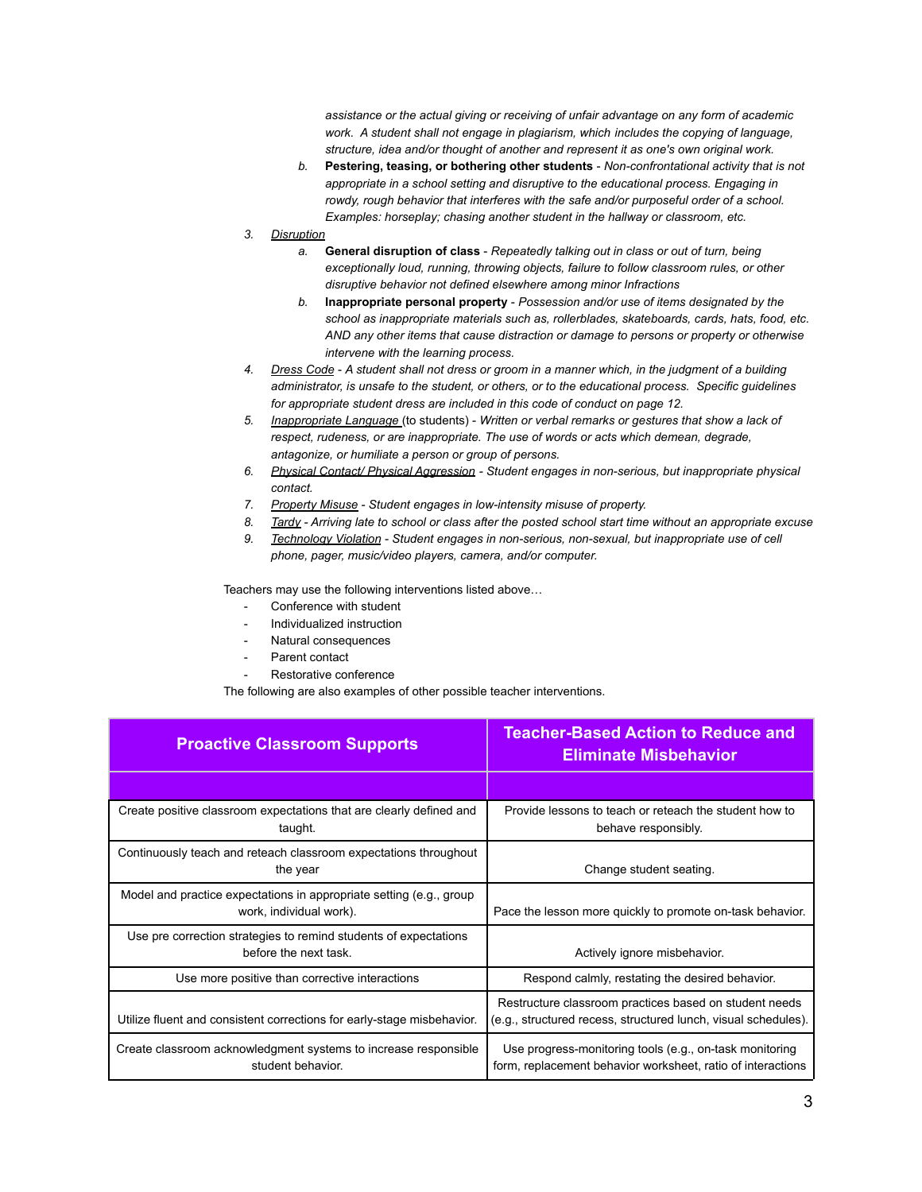*assistance or the actual giving or receiving of unfair advantage on any form of academic work. A student shall not engage in plagiarism, which includes the copying of language, structure, idea and/or thought of another and represent it as one's own original work.*

   b. **Pestering, teasing, or bothering other students** - *Non-confrontational activity that is not appropriate in a school setting and disruptive to the educational process. Engaging in rowdy, rough behavior that interferes with the safe and/or purposeful order of a school. Examples: horseplay; chasing another student in the hallway or classroom, etc.*

3. *Disruption*
   a. **General disruption of class** - *Repeatedly talking out in class or out of turn, being exceptionally loud, running, throwing objects, failure to follow classroom rules, or other disruptive behavior not defined elsewhere among minor Infractions*
   b. **Inappropriate personal property** - *Possession and/or use of items designated by the school as inappropriate materials such as, rollerblades, skateboards, cards, hats, food, etc. AND any other items that cause distraction or damage to persons or property or otherwise intervene with the learning process.*
4. *Dress Code - A student shall not dress or groom in a manner which, in the judgment of a building administrator, is unsafe to the student, or others, or to the educational process. Specific guidelines for appropriate student dress are included in this code of conduct on page 12.*
5. *Inappropriate Language* (to students) - *Written or verbal remarks or gestures that show a lack of respect, rudeness, or are inappropriate. The use of words or acts which demean, degrade, antagonize, or humiliate a person or group of persons.*
6. *Physical Contact/ Physical Aggression - Student engages in non-serious, but inappropriate physical contact.*
7. *Property Misuse - Student engages in low-intensity misuse of property.*
8. *Tardy - Arriving late to school or class after the posted school start time without an appropriate excuse*
9. *Technology Violation - Student engages in non-serious, non-sexual, but inappropriate use of cell phone, pager, music/video players, camera, and/or computer.*

Teachers may use the following interventions listed above…

- Conference with student
- Individualized instruction
- Natural consequences
- Parent contact
- Restorative conference

The following are also examples of other possible teacher interventions.

| **Proactive Classroom Supports** | **Teacher-Based Action to Reduce and Eliminate Misbehavior** |
|---|---|
| | |
| Create positive classroom expectations that are clearly defined and taught. | Provide lessons to teach or reteach the student how to behave responsibly. |
| Continuously teach and reteach classroom expectations throughout the year | Change student seating. |
| Model and practice expectations in appropriate setting (e.g., group work, individual work). | Pace the lesson more quickly to promote on-task behavior. |
| Use pre correction strategies to remind students of expectations before the next task. | Actively ignore misbehavior. |
| Use more positive than corrective interactions | Respond calmly, restating the desired behavior. |
| Utilize fluent and consistent corrections for early-stage misbehavior. | Restructure classroom practices based on student needs (e.g., structured recess, structured lunch, visual schedules). |
| Create classroom acknowledgment systems to increase responsible student behavior. | Use progress-monitoring tools (e.g., on-task monitoring form, replacement behavior worksheet, ratio of interactions |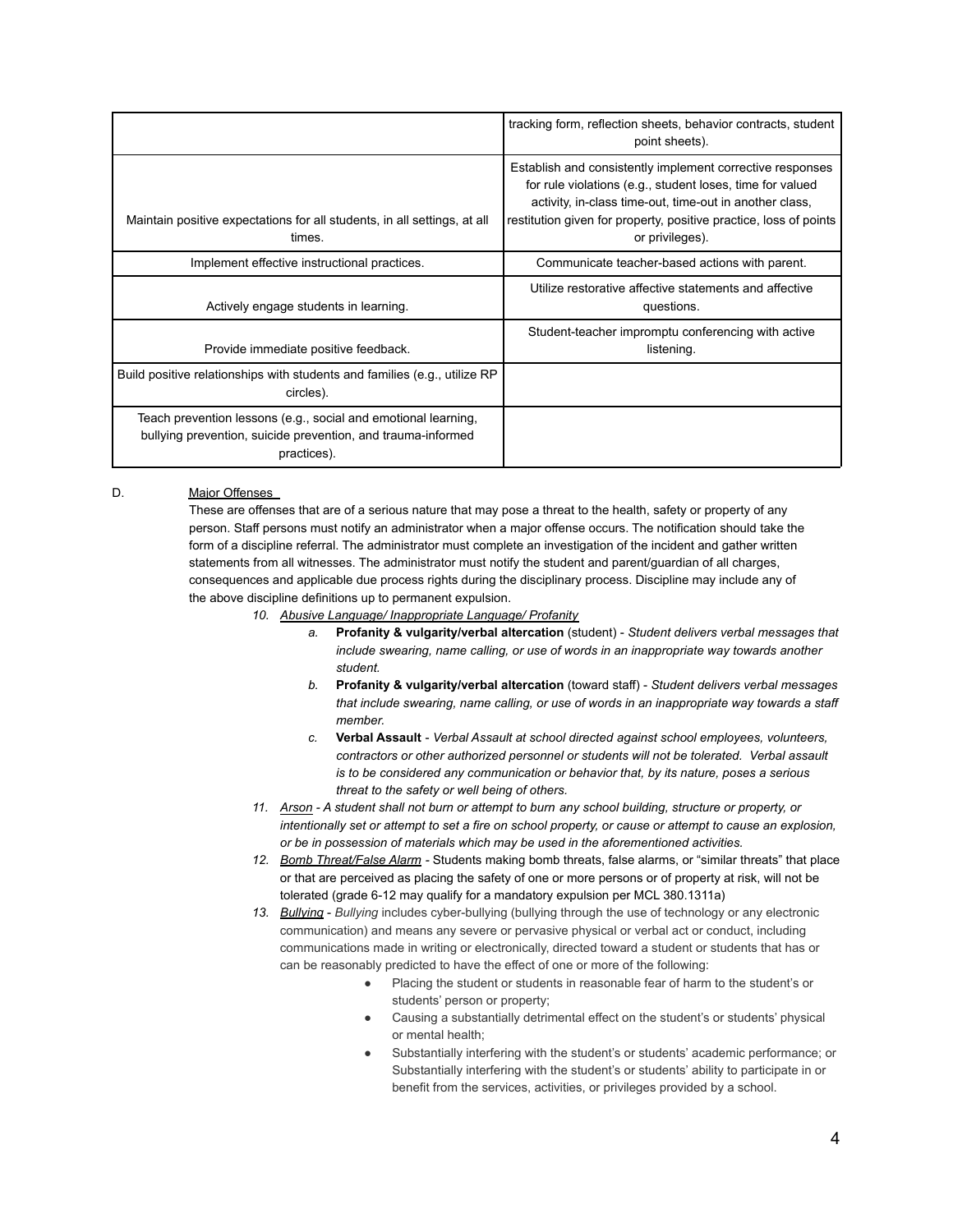| | |
|---|---|
| | tracking form, reflection sheets, behavior contracts, student point sheets). |
| Maintain positive expectations for all students, in all settings, at all times. | Establish and consistently implement corrective responses for rule violations (e.g., student loses, time for valued activity, in-class time-out, time-out in another class, restitution given for property, positive practice, loss of points or privileges). |
| Implement effective instructional practices. | Communicate teacher-based actions with parent. |
| Actively engage students in learning. | Utilize restorative affective statements and affective questions. |
| Provide immediate positive feedback. | Student-teacher impromptu conferencing with active listening. |
| Build positive relationships with students and families (e.g., utilize RP circles). | |
| Teach prevention lessons (e.g., social and emotional learning, bullying prevention, suicide prevention, and trauma-informed practices). | |

D. Major Offenses

These are offenses that are of a serious nature that may pose a threat to the health, safety or property of any person. Staff persons must notify an administrator when a major offense occurs. The notification should take the form of a discipline referral. The administrator must complete an investigation of the incident and gather written statements from all witnesses. The administrator must notify the student and parent/guardian of all charges, consequences and applicable due process rights during the disciplinary process. Discipline may include any of the above discipline definitions up to permanent expulsion.

10. *Abusive Language/ Inappropriate Language/ Profanity*
    a. **Profanity & vulgarity/verbal altercation** (student) - *Student delivers verbal messages that include swearing, name calling, or use of words in an inappropriate way towards another student.*
    b. **Profanity & vulgarity/verbal altercation** (toward staff) - *Student delivers verbal messages that include swearing, name calling, or use of words in an inappropriate way towards a staff member.*
    c. **Verbal Assault** - *Verbal Assault at school directed against school employees, volunteers, contractors or other authorized personnel or students will not be tolerated. Verbal assault is to be considered any communication or behavior that, by its nature, poses a serious threat to the safety or well being of others.*
11. *Arson - A student shall not burn or attempt to burn any school building, structure or property, or intentionally set or attempt to set a fire on school property, or cause or attempt to cause an explosion, or be in possession of materials which may be used in the aforementioned activities.*
12. *Bomb Threat/False Alarm* - Students making bomb threats, false alarms, or "similar threats" that place or that are perceived as placing the safety of one or more persons or of property at risk, will not be tolerated (grade 6-12 may qualify for a mandatory expulsion per MCL 380.1311a)
13. *Bullying* - *Bullying* includes cyber-bullying (bullying through the use of technology or any electronic communication) and means any severe or pervasive physical or verbal act or conduct, including communications made in writing or electronically, directed toward a student or students that has or can be reasonably predicted to have the effect of one or more of the following:
    - Placing the student or students in reasonable fear of harm to the student's or students' person or property;
    - Causing a substantially detrimental effect on the student's or students' physical or mental health;
    - Substantially interfering with the student's or students' academic performance; or Substantially interfering with the student's or students' ability to participate in or benefit from the services, activities, or privileges provided by a school.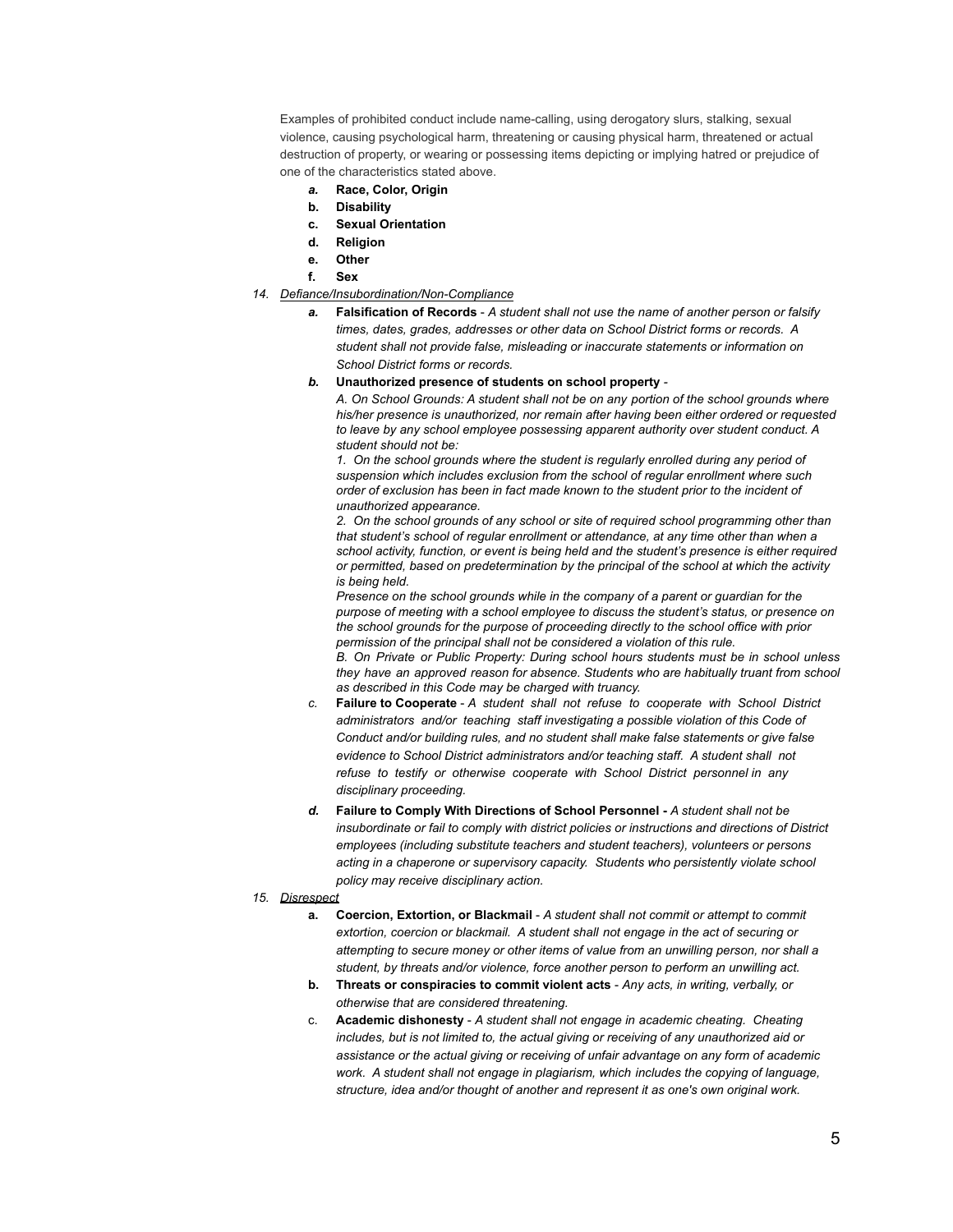Examples of prohibited conduct include name-calling, using derogatory slurs, stalking, sexual violence, causing psychological harm, threatening or causing physical harm, threatened or actual destruction of property, or wearing or possessing items depicting or implying hatred or prejudice of one of the characteristics stated above.

- *a.* **Race, Color, Origin**
- b. **Disability**
- c. **Sexual Orientation**
- d. **Religion**
- e. **Other**
- f. **Sex**

14. *Defiance/Insubordination/Non-Compliance*
    - *a.* **Falsification of Records** - *A student shall not use the name of another person or falsify times, dates, grades, addresses or other data on School District forms or records. A student shall not provide false, misleading or inaccurate statements or information on School District forms or records.*
    - *b.* **Unauthorized presence of students on school property** -
      *A. On School Grounds: A student shall not be on any portion of the school grounds where his/her presence is unauthorized, nor remain after having been either ordered or requested to leave by any school employee possessing apparent authority over student conduct. A student should not be:*
      *1. On the school grounds where the student is regularly enrolled during any period of suspension which includes exclusion from the school of regular enrollment where such order of exclusion has been in fact made known to the student prior to the incident of unauthorized appearance.*
      *2. On the school grounds of any school or site of required school programming other than that student's school of regular enrollment or attendance, at any time other than when a school activity, function, or event is being held and the student's presence is either required or permitted, based on predetermination by the principal of the school at which the activity is being held.*
      *Presence on the school grounds while in the company of a parent or guardian for the purpose of meeting with a school employee to discuss the student's status, or presence on the school grounds for the purpose of proceeding directly to the school office with prior permission of the principal shall not be considered a violation of this rule.*
      *B. On Private or Public Property: During school hours students must be in school unless they have an approved reason for absence. Students who are habitually truant from school as described in this Code may be charged with truancy.*
    - *c.* **Failure to Cooperate** - *A student shall not refuse to cooperate with School District administrators and/or teaching staff investigating a possible violation of this Code of Conduct and/or building rules, and no student shall make false statements or give false evidence to School District administrators and/or teaching staff. A student shall not refuse to testify or otherwise cooperate with School District personnel in any disciplinary proceeding.*
    - *d.* **Failure to Comply With Directions of School Personnel -** *A student shall not be insubordinate or fail to comply with district policies or instructions and directions of District employees (including substitute teachers and student teachers), volunteers or persons acting in a chaperone or supervisory capacity. Students who persistently violate school policy may receive disciplinary action.*

15. *Disrespect*
    - a. **Coercion, Extortion, or Blackmail** - *A student shall not commit or attempt to commit extortion, coercion or blackmail. A student shall not engage in the act of securing or attempting to secure money or other items of value from an unwilling person, nor shall a student, by threats and/or violence, force another person to perform an unwilling act.*
    - b. **Threats or conspiracies to commit violent acts** - *Any acts, in writing, verbally, or otherwise that are considered threatening.*
    - c. **Academic dishonesty** - *A student shall not engage in academic cheating. Cheating includes, but is not limited to, the actual giving or receiving of any unauthorized aid or assistance or the actual giving or receiving of unfair advantage on any form of academic work. A student shall not engage in plagiarism, which includes the copying of language, structure, idea and/or thought of another and represent it as one's own original work.*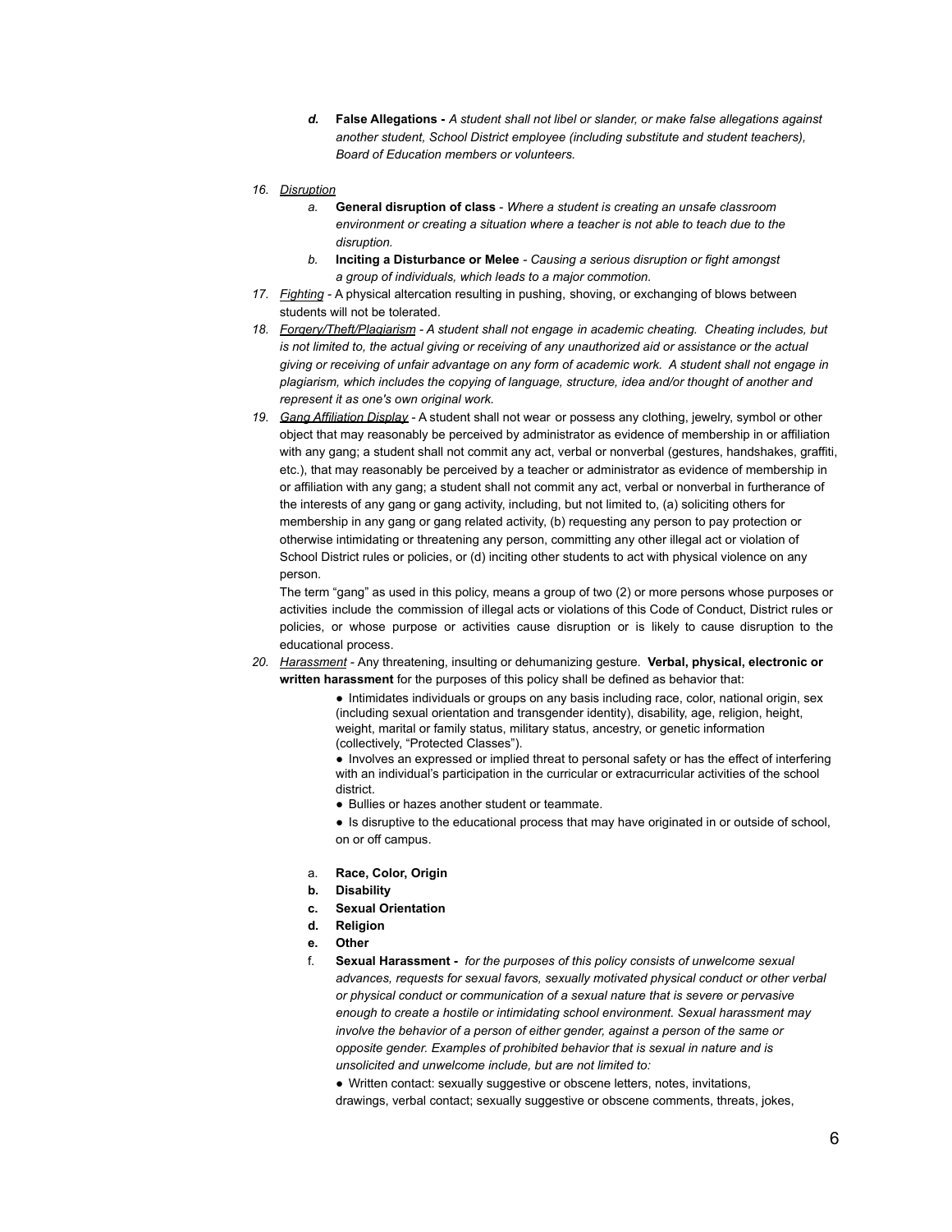d. **False Allegations -** *A student shall not libel or slander, or make false allegations against another student, School District employee (including substitute and student teachers), Board of Education members or volunteers.*

16. *Disruption*
    a. **General disruption of class** - *Where a student is creating an unsafe classroom environment or creating a situation where a teacher is not able to teach due to the disruption.*
    b. **Inciting a Disturbance or Melee** - *Causing a serious disruption or fight amongst a group of individuals, which leads to a major commotion.*
17. *Fighting* - A physical altercation resulting in pushing, shoving, or exchanging of blows between students will not be tolerated.
18. *Forgery/Theft/Plagiarism - A student shall not engage in academic cheating. Cheating includes, but is not limited to, the actual giving or receiving of any unauthorized aid or assistance or the actual giving or receiving of unfair advantage on any form of academic work. A student shall not engage in plagiarism, which includes the copying of language, structure, idea and/or thought of another and represent it as one's own original work.*
19. *Gang Affiliation Display* - A student shall not wear or possess any clothing, jewelry, symbol or other object that may reasonably be perceived by administrator as evidence of membership in or affiliation with any gang; a student shall not commit any act, verbal or nonverbal (gestures, handshakes, graffiti, etc.), that may reasonably be perceived by a teacher or administrator as evidence of membership in or affiliation with any gang; a student shall not commit any act, verbal or nonverbal in furtherance of the interests of any gang or gang activity, including, but not limited to, (a) soliciting others for membership in any gang or gang related activity, (b) requesting any person to pay protection or otherwise intimidating or threatening any person, committing any other illegal act or violation of School District rules or policies, or (d) inciting other students to act with physical violence on any person.

    The term "gang" as used in this policy, means a group of two (2) or more persons whose purposes or activities include the commission of illegal acts or violations of this Code of Conduct, District rules or policies, or whose purpose or activities cause disruption or is likely to cause disruption to the educational process.
20. *Harassment* - Any threatening, insulting or dehumanizing gesture. **Verbal, physical, electronic or written harassment** for the purposes of this policy shall be defined as behavior that:
    - Intimidates individuals or groups on any basis including race, color, national origin, sex (including sexual orientation and transgender identity), disability, age, religion, height, weight, marital or family status, military status, ancestry, or genetic information (collectively, "Protected Classes").
    - Involves an expressed or implied threat to personal safety or has the effect of interfering with an individual's participation in the curricular or extracurricular activities of the school district.
    - Bullies or hazes another student or teammate.
    - Is disruptive to the educational process that may have originated in or outside of school, on or off campus.

    a. **Race, Color, Origin**
    b. **Disability**
    c. **Sexual Orientation**
    d. **Religion**
    e. **Other**
    f. **Sexual Harassment -** *for the purposes of this policy consists of unwelcome sexual advances, requests for sexual favors, sexually motivated physical conduct or other verbal or physical conduct or communication of a sexual nature that is severe or pervasive enough to create a hostile or intimidating school environment. Sexual harassment may involve the behavior of a person of either gender, against a person of the same or opposite gender. Examples of prohibited behavior that is sexual in nature and is unsolicited and unwelcome include, but are not limited to:*
       - Written contact: sexually suggestive or obscene letters, notes, invitations, drawings, verbal contact; sexually suggestive or obscene comments, threats, jokes,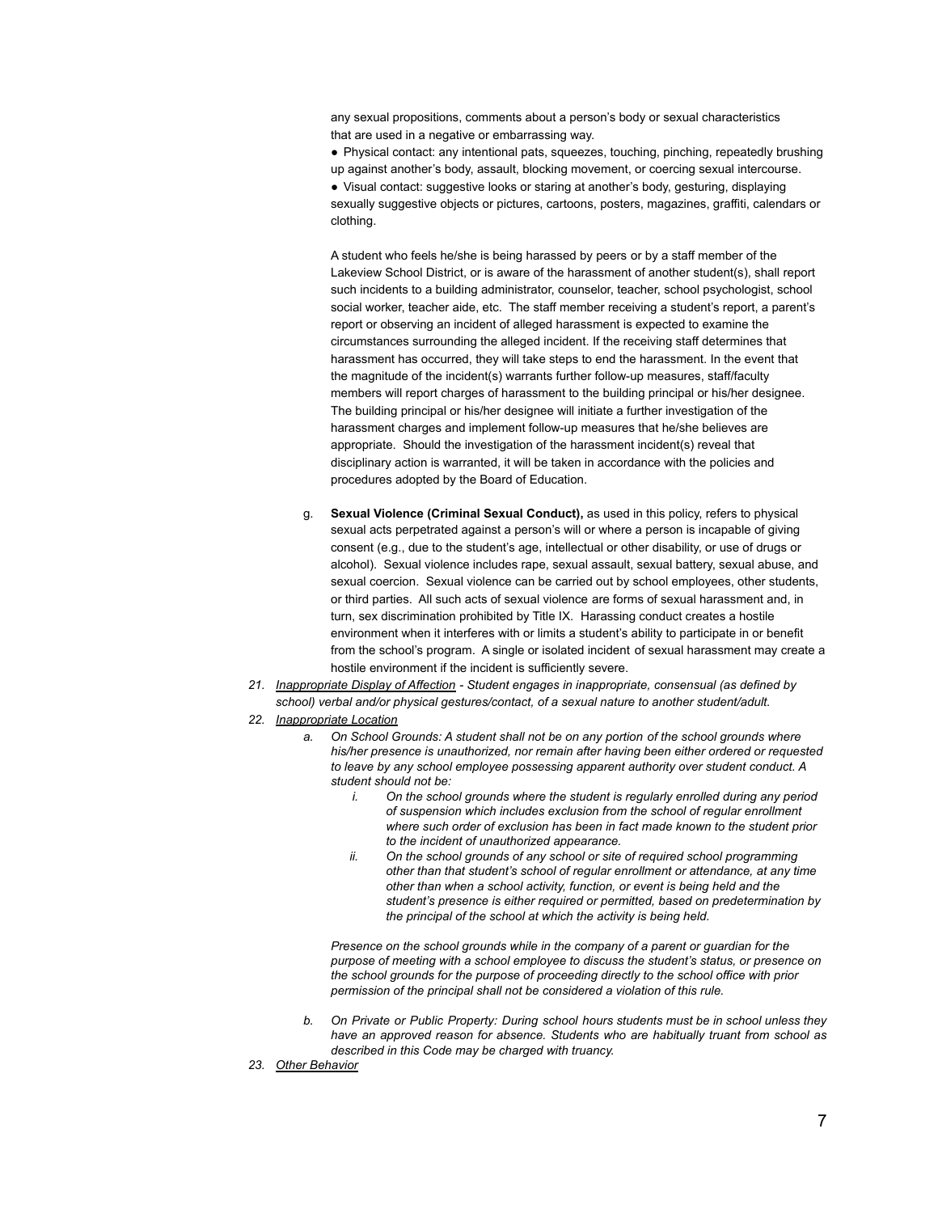any sexual propositions, comments about a person's body or sexual characteristics that are used in a negative or embarrassing way.

- Physical contact: any intentional pats, squeezes, touching, pinching, repeatedly brushing up against another's body, assault, blocking movement, or coercing sexual intercourse.
- Visual contact: suggestive looks or staring at another's body, gesturing, displaying sexually suggestive objects or pictures, cartoons, posters, magazines, graffiti, calendars or clothing.

A student who feels he/she is being harassed by peers or by a staff member of the Lakeview School District, or is aware of the harassment of another student(s), shall report such incidents to a building administrator, counselor, teacher, school psychologist, school social worker, teacher aide, etc. The staff member receiving a student's report, a parent's report or observing an incident of alleged harassment is expected to examine the circumstances surrounding the alleged incident. If the receiving staff determines that harassment has occurred, they will take steps to end the harassment. In the event that the magnitude of the incident(s) warrants further follow-up measures, staff/faculty members will report charges of harassment to the building principal or his/her designee. The building principal or his/her designee will initiate a further investigation of the harassment charges and implement follow-up measures that he/she believes are appropriate. Should the investigation of the harassment incident(s) reveal that disciplinary action is warranted, it will be taken in accordance with the policies and procedures adopted by the Board of Education.

g. **Sexual Violence (Criminal Sexual Conduct),** as used in this policy, refers to physical sexual acts perpetrated against a person's will or where a person is incapable of giving consent (e.g., due to the student's age, intellectual or other disability, or use of drugs or alcohol). Sexual violence includes rape, sexual assault, sexual battery, sexual abuse, and sexual coercion. Sexual violence can be carried out by school employees, other students, or third parties. All such acts of sexual violence are forms of sexual harassment and, in turn, sex discrimination prohibited by Title IX. Harassing conduct creates a hostile environment when it interferes with or limits a student's ability to participate in or benefit from the school's program. A single or isolated incident of sexual harassment may create a hostile environment if the incident is sufficiently severe.

21. *Inappropriate Display of Affection - Student engages in inappropriate, consensual (as defined by school) verbal and/or physical gestures/contact, of a sexual nature to another student/adult.*
22. *Inappropriate Location*
    a. *On School Grounds: A student shall not be on any portion of the school grounds where his/her presence is unauthorized, nor remain after having been either ordered or requested to leave by any school employee possessing apparent authority over student conduct. A student should not be:*
        i. *On the school grounds where the student is regularly enrolled during any period of suspension which includes exclusion from the school of regular enrollment where such order of exclusion has been in fact made known to the student prior to the incident of unauthorized appearance.*
        ii. *On the school grounds of any school or site of required school programming other than that student's school of regular enrollment or attendance, at any time other than when a school activity, function, or event is being held and the student's presence is either required or permitted, based on predetermination by the principal of the school at which the activity is being held.*

    *Presence on the school grounds while in the company of a parent or guardian for the purpose of meeting with a school employee to discuss the student's status, or presence on the school grounds for the purpose of proceeding directly to the school office with prior permission of the principal shall not be considered a violation of this rule.*

    b. *On Private or Public Property: During school hours students must be in school unless they have an approved reason for absence. Students who are habitually truant from school as described in this Code may be charged with truancy.*
23. *Other Behavior*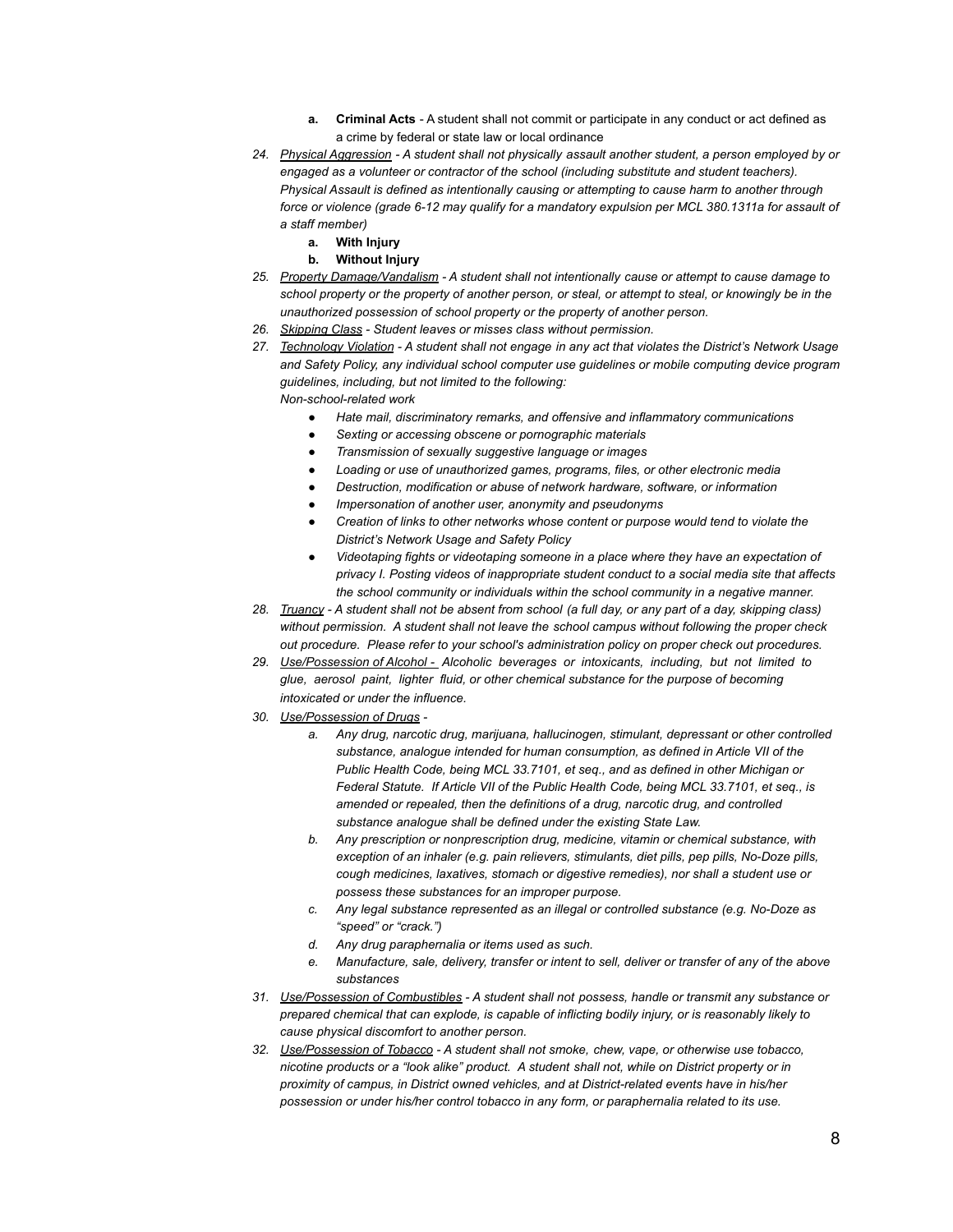a. **Criminal Acts** - A student shall not commit or participate in any conduct or act defined as a crime by federal or state law or local ordinance

24. <u>Physical Aggression</u> *- A student shall not physically assault another student, a person employed by or engaged as a volunteer or contractor of the school (including substitute and student teachers). Physical Assault is defined as intentionally causing or attempting to cause harm to another through force or violence (grade 6-12 may qualify for a mandatory expulsion per MCL 380.1311a for assault of a staff member)*
   a. **With Injury**
   b. **Without Injury**
25. <u>Property Damage/Vandalism</u> *- A student shall not intentionally cause or attempt to cause damage to school property or the property of another person, or steal, or attempt to steal, or knowingly be in the unauthorized possession of school property or the property of another person.*
26. <u>Skipping Class</u> *- Student leaves or misses class without permission.*
27. <u>Technology Violation</u> *- A student shall not engage in any act that violates the District's Network Usage and Safety Policy, any individual school computer use guidelines or mobile computing device program guidelines, including, but not limited to the following:*
   *Non-school-related work*
   - *Hate mail, discriminatory remarks, and offensive and inflammatory communications*
   - *Sexting or accessing obscene or pornographic materials*
   - *Transmission of sexually suggestive language or images*
   - *Loading or use of unauthorized games, programs, files, or other electronic media*
   - *Destruction, modification or abuse of network hardware, software, or information*
   - *Impersonation of another user, anonymity and pseudonyms*
   - *Creation of links to other networks whose content or purpose would tend to violate the District's Network Usage and Safety Policy*
   - *Videotaping fights or videotaping someone in a place where they have an expectation of privacy I. Posting videos of inappropriate student conduct to a social media site that affects the school community or individuals within the school community in a negative manner.*
28. <u>Truancy</u> *- A student shall not be absent from school (a full day, or any part of a day, skipping class) without permission. A student shall not leave the school campus without following the proper check out procedure. Please refer to your school's administration policy on proper check out procedures.*
29. <u>Use/Possession of Alcohol -</u> *Alcoholic beverages or intoxicants, including, but not limited to glue, aerosol paint, lighter fluid, or other chemical substance for the purpose of becoming intoxicated or under the influence.*
30. <u>Use/Possession of Drugs</u> *-*
   a. *Any drug, narcotic drug, marijuana, hallucinogen, stimulant, depressant or other controlled substance, analogue intended for human consumption, as defined in Article VII of the Public Health Code, being MCL 33.7101, et seq., and as defined in other Michigan or Federal Statute. If Article VII of the Public Health Code, being MCL 33.7101, et seq., is amended or repealed, then the definitions of a drug, narcotic drug, and controlled substance analogue shall be defined under the existing State Law.*
   b. *Any prescription or nonprescription drug, medicine, vitamin or chemical substance, with exception of an inhaler (e.g. pain relievers, stimulants, diet pills, pep pills, No-Doze pills, cough medicines, laxatives, stomach or digestive remedies), nor shall a student use or possess these substances for an improper purpose.*
   c. *Any legal substance represented as an illegal or controlled substance (e.g. No-Doze as "speed" or "crack.")*
   d. *Any drug paraphernalia or items used as such.*
   e. *Manufacture, sale, delivery, transfer or intent to sell, deliver or transfer of any of the above substances*
31. <u>Use/Possession of Combustibles</u> *- A student shall not possess, handle or transmit any substance or prepared chemical that can explode, is capable of inflicting bodily injury, or is reasonably likely to cause physical discomfort to another person.*
32. <u>Use/Possession of Tobacco</u> *- A student shall not smoke, chew, vape, or otherwise use tobacco, nicotine products or a "look alike" product. A student shall not, while on District property or in proximity of campus, in District owned vehicles, and at District-related events have in his/her possession or under his/her control tobacco in any form, or paraphernalia related to its use.*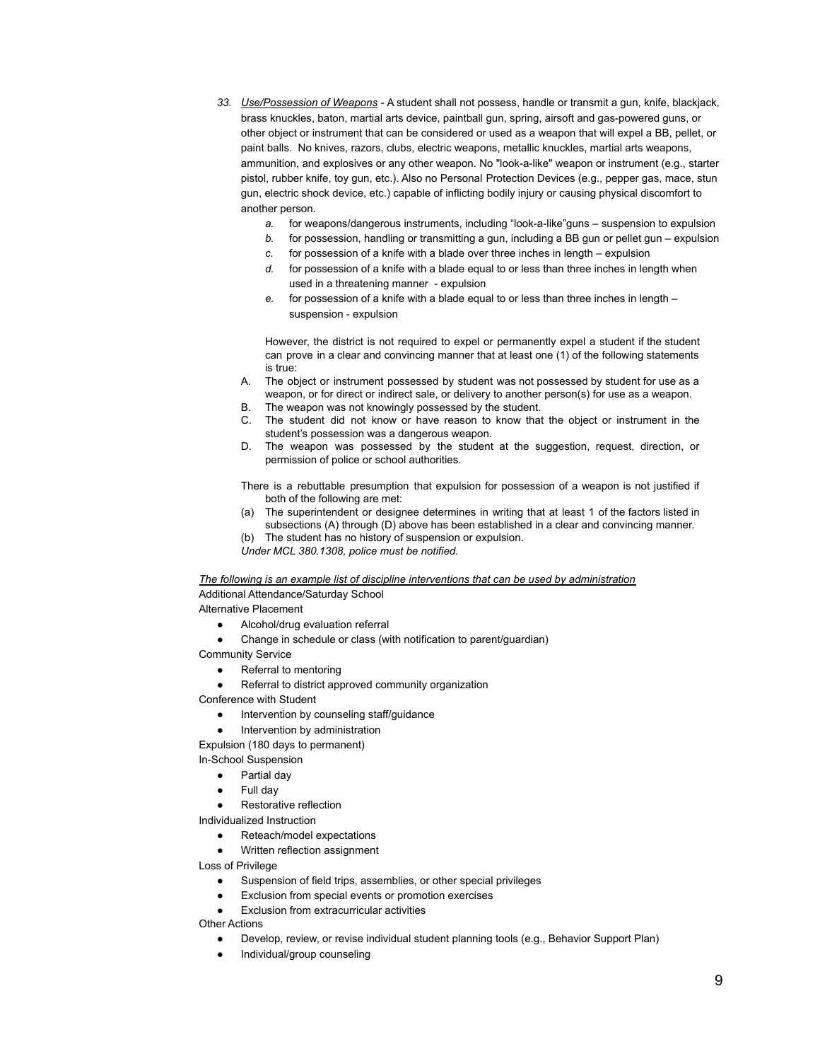33. *Use/Possession of Weapons* - A student shall not possess, handle or transmit a gun, knife, blackjack, brass knuckles, baton, martial arts device, paintball gun, spring, airsoft and gas-powered guns, or other object or instrument that can be considered or used as a weapon that will expel a BB, pellet, or paint balls. No knives, razors, clubs, electric weapons, metallic knuckles, martial arts weapons, ammunition, and explosives or any other weapon. No "look-a-like" weapon or instrument (e.g., starter pistol, rubber knife, toy gun, etc.). Also no Personal Protection Devices (e.g., pepper gas, mace, stun gun, electric shock device, etc.) capable of inflicting bodily injury or causing physical discomfort to another person.

    *a.* for weapons/dangerous instruments, including "look-a-like"guns – suspension to expulsion

    *b.* for possession, handling or transmitting a gun, including a BB gun or pellet gun – expulsion

    *c.* for possession of a knife with a blade over three inches in length – expulsion

    *d.* for possession of a knife with a blade equal to or less than three inches in length when used in a threatening manner - expulsion

    *e.* for possession of a knife with a blade equal to or less than three inches in length – suspension - expulsion

    However, the district is not required to expel or permanently expel a student if the student can prove in a clear and convincing manner that at least one (1) of the following statements is true:

    A. The object or instrument possessed by student was not possessed by student for use as a weapon, or for direct or indirect sale, or delivery to another person(s) for use as a weapon.

    B. The weapon was not knowingly possessed by the student.

    C. The student did not know or have reason to know that the object or instrument in the student's possession was a dangerous weapon.

    D. The weapon was possessed by the student at the suggestion, request, direction, or permission of police or school authorities.

    There is a rebuttable presumption that expulsion for possession of a weapon is not justified if both of the following are met:

    (a) The superintendent or designee determines in writing that at least 1 of the factors listed in subsections (A) through (D) above has been established in a clear and convincing manner.

    (b) The student has no history of suspension or expulsion.

    *Under MCL 380.1308, police must be notified.*

*The following is an example list of discipline interventions that can be used by administration*

Additional Attendance/Saturday School

Alternative Placement

- Alcohol/drug evaluation referral
- Change in schedule or class (with notification to parent/guardian)

Community Service

- Referral to mentoring
- Referral to district approved community organization

Conference with Student

- Intervention by counseling staff/guidance
- Intervention by administration

Expulsion (180 days to permanent)

In-School Suspension

- Partial day
- Full day
- Restorative reflection

Individualized Instruction

- Reteach/model expectations
- Written reflection assignment

Loss of Privilege

- Suspension of field trips, assemblies, or other special privileges
- Exclusion from special events or promotion exercises
- Exclusion from extracurricular activities

Other Actions

- Develop, review, or revise individual student planning tools (e.g., Behavior Support Plan)
- Individual/group counseling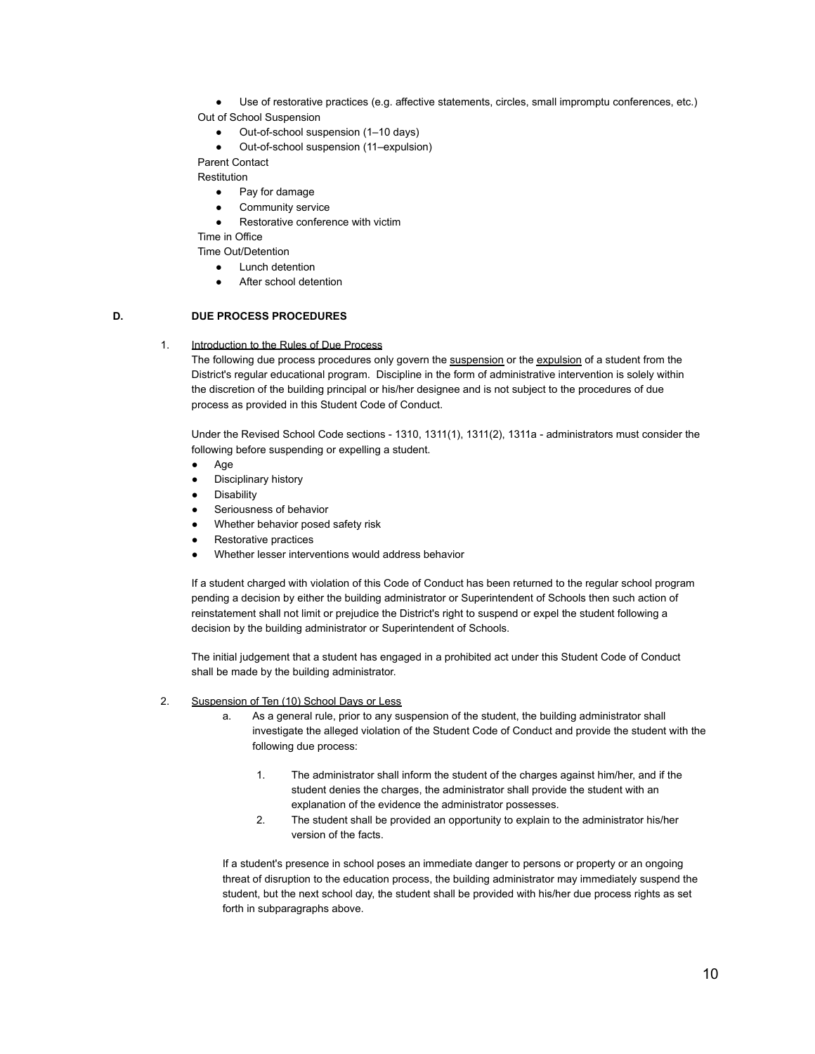- Use of restorative practices (e.g. affective statements, circles, small impromptu conferences, etc.)

Out of School Suspension

- Out-of-school suspension (1–10 days)
- Out-of-school suspension (11–expulsion)

Parent Contact

Restitution

- Pay for damage
- Community service
- Restorative conference with victim

Time in Office

Time Out/Detention

- Lunch detention
- After school detention

## D. DUE PROCESS PROCEDURES

### 1. Introduction to the Rules of Due Process

The following due process procedures only govern the suspension or the expulsion of a student from the District's regular educational program. Discipline in the form of administrative intervention is solely within the discretion of the building principal or his/her designee and is not subject to the procedures of due process as provided in this Student Code of Conduct.

Under the Revised School Code sections - 1310, 1311(1), 1311(2), 1311a - administrators must consider the following before suspending or expelling a student.

- Age
- Disciplinary history
- Disability
- Seriousness of behavior
- Whether behavior posed safety risk
- Restorative practices
- Whether lesser interventions would address behavior

If a student charged with violation of this Code of Conduct has been returned to the regular school program pending a decision by either the building administrator or Superintendent of Schools then such action of reinstatement shall not limit or prejudice the District's right to suspend or expel the student following a decision by the building administrator or Superintendent of Schools.

The initial judgement that a student has engaged in a prohibited act under this Student Code of Conduct shall be made by the building administrator.

### 2. Suspension of Ten (10) School Days or Less

a. As a general rule, prior to any suspension of the student, the building administrator shall investigate the alleged violation of the Student Code of Conduct and provide the student with the following due process:

   1. The administrator shall inform the student of the charges against him/her, and if the student denies the charges, the administrator shall provide the student with an explanation of the evidence the administrator possesses.
   2. The student shall be provided an opportunity to explain to the administrator his/her version of the facts.

If a student's presence in school poses an immediate danger to persons or property or an ongoing threat of disruption to the education process, the building administrator may immediately suspend the student, but the next school day, the student shall be provided with his/her due process rights as set forth in subparagraphs above.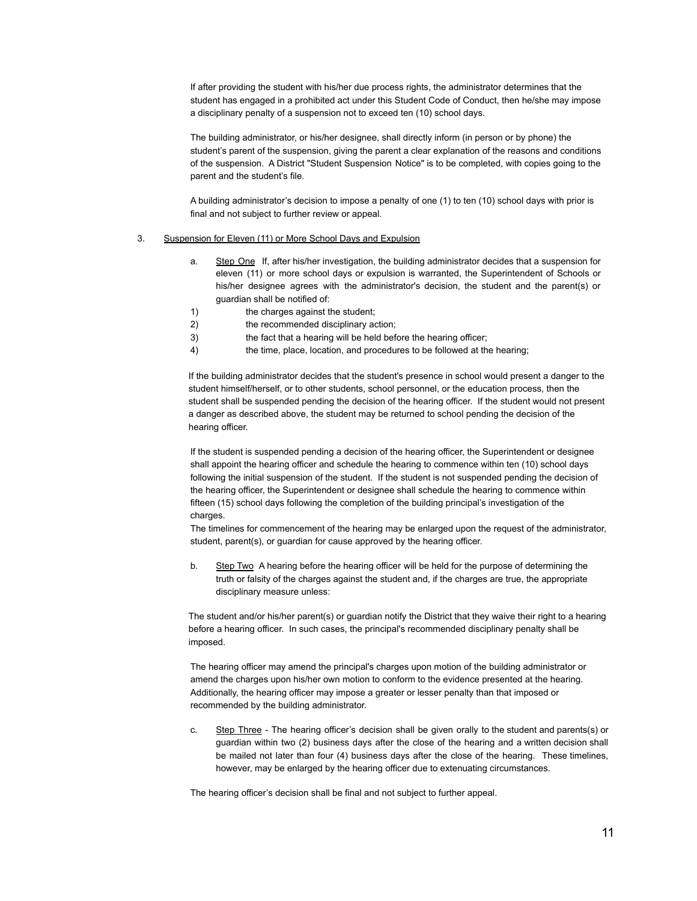If after providing the student with his/her due process rights, the administrator determines that the student has engaged in a prohibited act under this Student Code of Conduct, then he/she may impose a disciplinary penalty of a suspension not to exceed ten (10) school days.

The building administrator, or his/her designee, shall directly inform (in person or by phone) the student's parent of the suspension, giving the parent a clear explanation of the reasons and conditions of the suspension. A District "Student Suspension Notice" is to be completed, with copies going to the parent and the student's file.

A building administrator's decision to impose a penalty of one (1) to ten (10) school days with prior is final and not subject to further review or appeal.

3. Suspension for Eleven (11) or More School Days and Expulsion

a. Step One If, after his/her investigation, the building administrator decides that a suspension for eleven (11) or more school days or expulsion is warranted, the Superintendent of Schools or his/her designee agrees with the administrator's decision, the student and the parent(s) or guardian shall be notified of:

1) the charges against the student;
2) the recommended disciplinary action;
3) the fact that a hearing will be held before the hearing officer;
4) the time, place, location, and procedures to be followed at the hearing;

If the building administrator decides that the student's presence in school would present a danger to the student himself/herself, or to other students, school personnel, or the education process, then the student shall be suspended pending the decision of the hearing officer. If the student would not present a danger as described above, the student may be returned to school pending the decision of the hearing officer.

If the student is suspended pending a decision of the hearing officer, the Superintendent or designee shall appoint the hearing officer and schedule the hearing to commence within ten (10) school days following the initial suspension of the student. If the student is not suspended pending the decision of the hearing officer, the Superintendent or designee shall schedule the hearing to commence within fifteen (15) school days following the completion of the building principal's investigation of the charges.
The timelines for commencement of the hearing may be enlarged upon the request of the administrator, student, parent(s), or guardian for cause approved by the hearing officer.

b. Step Two A hearing before the hearing officer will be held for the purpose of determining the truth or falsity of the charges against the student and, if the charges are true, the appropriate disciplinary measure unless:

The student and/or his/her parent(s) or guardian notify the District that they waive their right to a hearing before a hearing officer. In such cases, the principal's recommended disciplinary penalty shall be imposed.

The hearing officer may amend the principal's charges upon motion of the building administrator or amend the charges upon his/her own motion to conform to the evidence presented at the hearing. Additionally, the hearing officer may impose a greater or lesser penalty than that imposed or recommended by the building administrator.

c. Step Three - The hearing officer's decision shall be given orally to the student and parents(s) or guardian within two (2) business days after the close of the hearing and a written decision shall be mailed not later than four (4) business days after the close of the hearing. These timelines, however, may be enlarged by the hearing officer due to extenuating circumstances.

The hearing officer's decision shall be final and not subject to further appeal.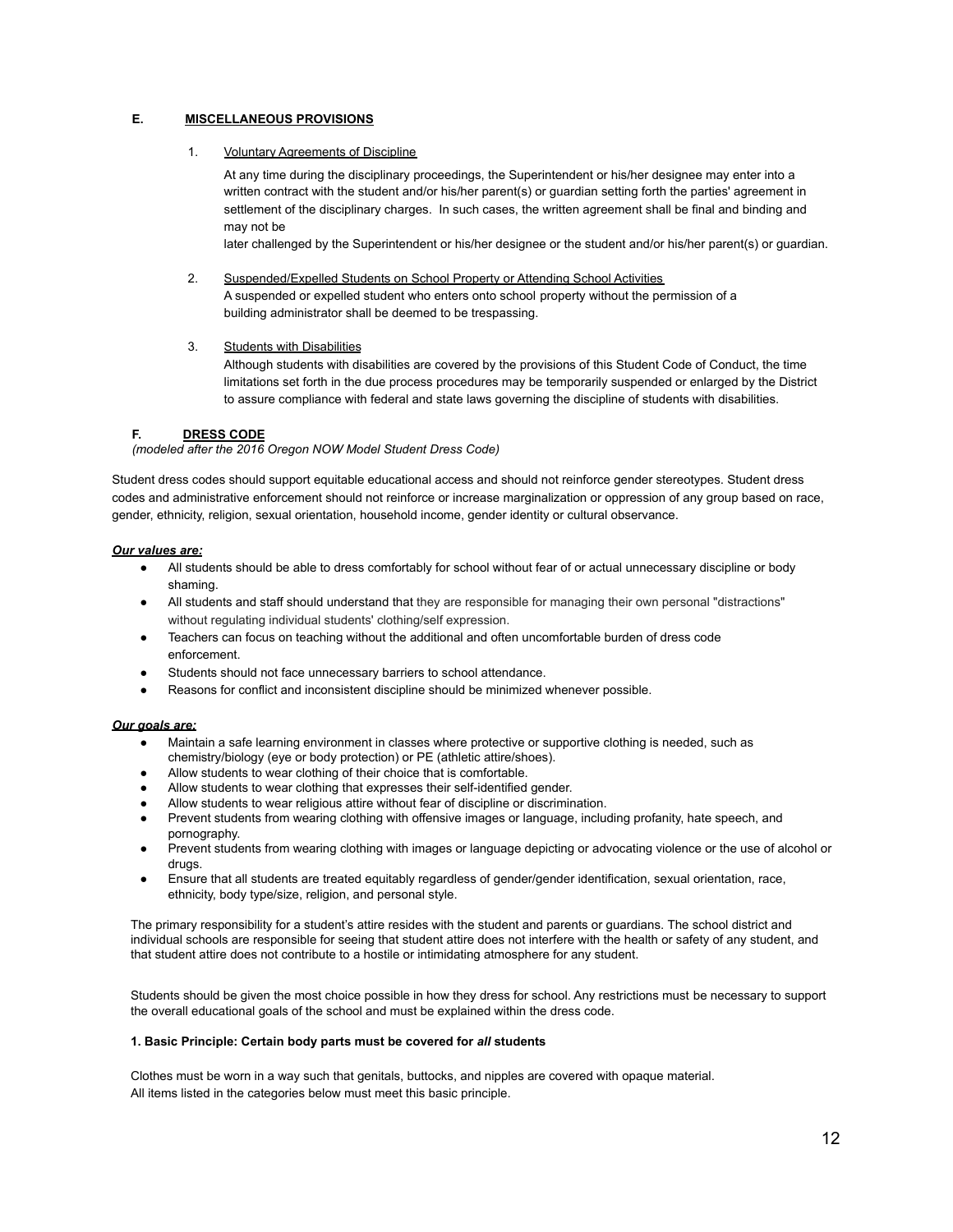## E. MISCELLANEOUS PROVISIONS

1. Voluntary Agreements of Discipline

   At any time during the disciplinary proceedings, the Superintendent or his/her designee may enter into a written contract with the student and/or his/her parent(s) or guardian setting forth the parties' agreement in settlement of the disciplinary charges. In such cases, the written agreement shall be final and binding and may not be later challenged by the Superintendent or his/her designee or the student and/or his/her parent(s) or guardian.

2. Suspended/Expelled Students on School Property or Attending School Activities

   A suspended or expelled student who enters onto school property without the permission of a building administrator shall be deemed to be trespassing.

3. Students with Disabilities

   Although students with disabilities are covered by the provisions of this Student Code of Conduct, the time limitations set forth in the due process procedures may be temporarily suspended or enlarged by the District to assure compliance with federal and state laws governing the discipline of students with disabilities.

## F. DRESS CODE

*(modeled after the 2016 Oregon NOW Model Student Dress Code)*

Student dress codes should support equitable educational access and should not reinforce gender stereotypes. Student dress codes and administrative enforcement should not reinforce or increase marginalization or oppression of any group based on race, gender, ethnicity, religion, sexual orientation, household income, gender identity or cultural observance.

***Our values are:***

- All students should be able to dress comfortably for school without fear of or actual unnecessary discipline or body shaming.
- All students and staff should understand that they are responsible for managing their own personal "distractions" without regulating individual students' clothing/self expression.
- Teachers can focus on teaching without the additional and often uncomfortable burden of dress code enforcement.
- Students should not face unnecessary barriers to school attendance.
- Reasons for conflict and inconsistent discipline should be minimized whenever possible.

***Our goals are:***

- Maintain a safe learning environment in classes where protective or supportive clothing is needed, such as chemistry/biology (eye or body protection) or PE (athletic attire/shoes).
- Allow students to wear clothing of their choice that is comfortable.
- Allow students to wear clothing that expresses their self-identified gender.
- Allow students to wear religious attire without fear of discipline or discrimination.
- Prevent students from wearing clothing with offensive images or language, including profanity, hate speech, and pornography.
- Prevent students from wearing clothing with images or language depicting or advocating violence or the use of alcohol or drugs.
- Ensure that all students are treated equitably regardless of gender/gender identification, sexual orientation, race, ethnicity, body type/size, religion, and personal style.

The primary responsibility for a student's attire resides with the student and parents or guardians. The school district and individual schools are responsible for seeing that student attire does not interfere with the health or safety of any student, and that student attire does not contribute to a hostile or intimidating atmosphere for any student.

Students should be given the most choice possible in how they dress for school. Any restrictions must be necessary to support the overall educational goals of the school and must be explained within the dress code.

**1. Basic Principle: Certain body parts must be covered for *all* students**

Clothes must be worn in a way such that genitals, buttocks, and nipples are covered with opaque material.
All items listed in the categories below must meet this basic principle.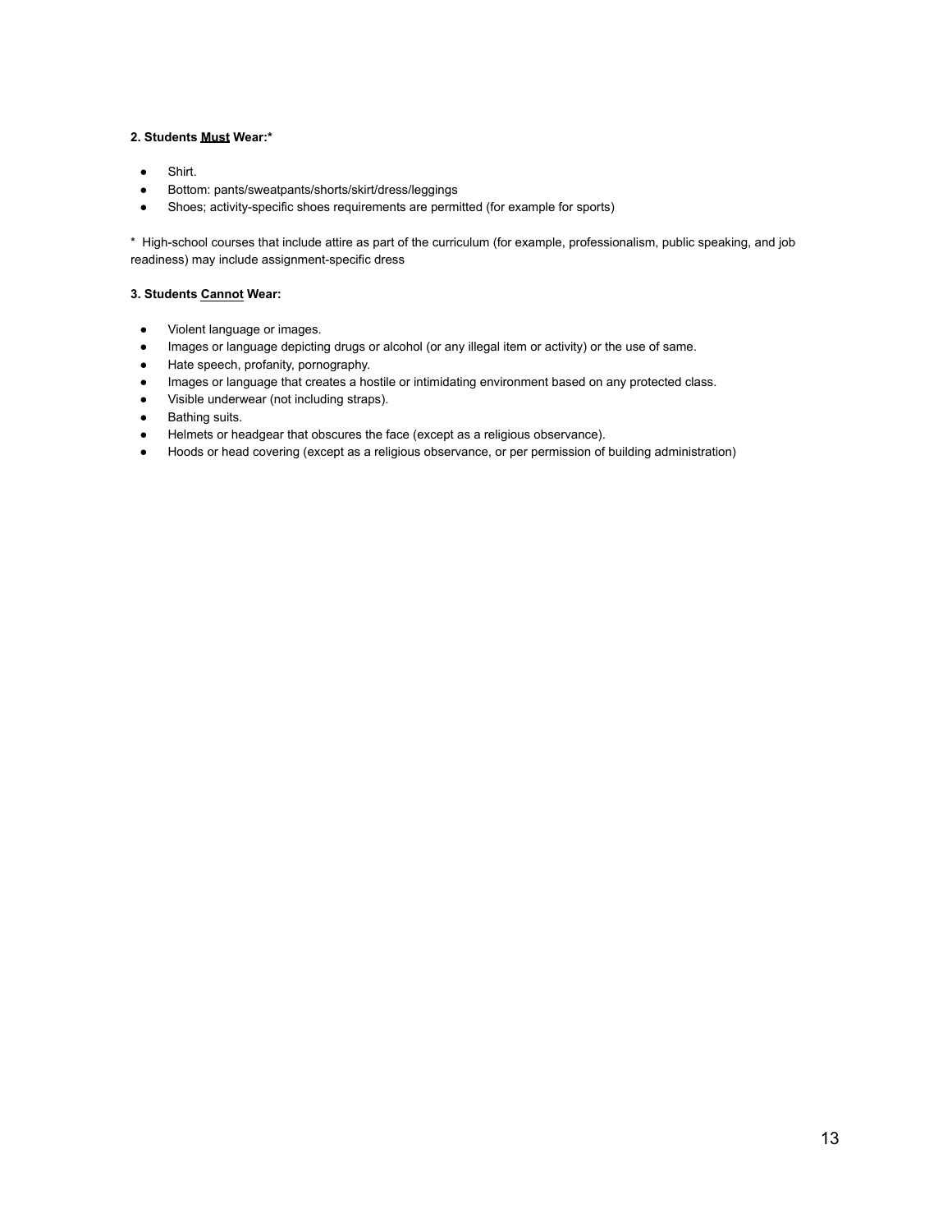**2. Students <u>Must</u> Wear:***

- Shirt.
- Bottom: pants/sweatpants/shorts/skirt/dress/leggings
- Shoes; activity-specific shoes requirements are permitted (for example for sports)

* High-school courses that include attire as part of the curriculum (for example, professionalism, public speaking, and job readiness) may include assignment-specific dress

**3. Students <u>Cannot</u> Wear:**

- Violent language or images.
- Images or language depicting drugs or alcohol (or any illegal item or activity) or the use of same.
- Hate speech, profanity, pornography.
- Images or language that creates a hostile or intimidating environment based on any protected class.
- Visible underwear (not including straps).
- Bathing suits.
- Helmets or headgear that obscures the face (except as a religious observance).
- Hoods or head covering (except as a religious observance, or per permission of building administration)